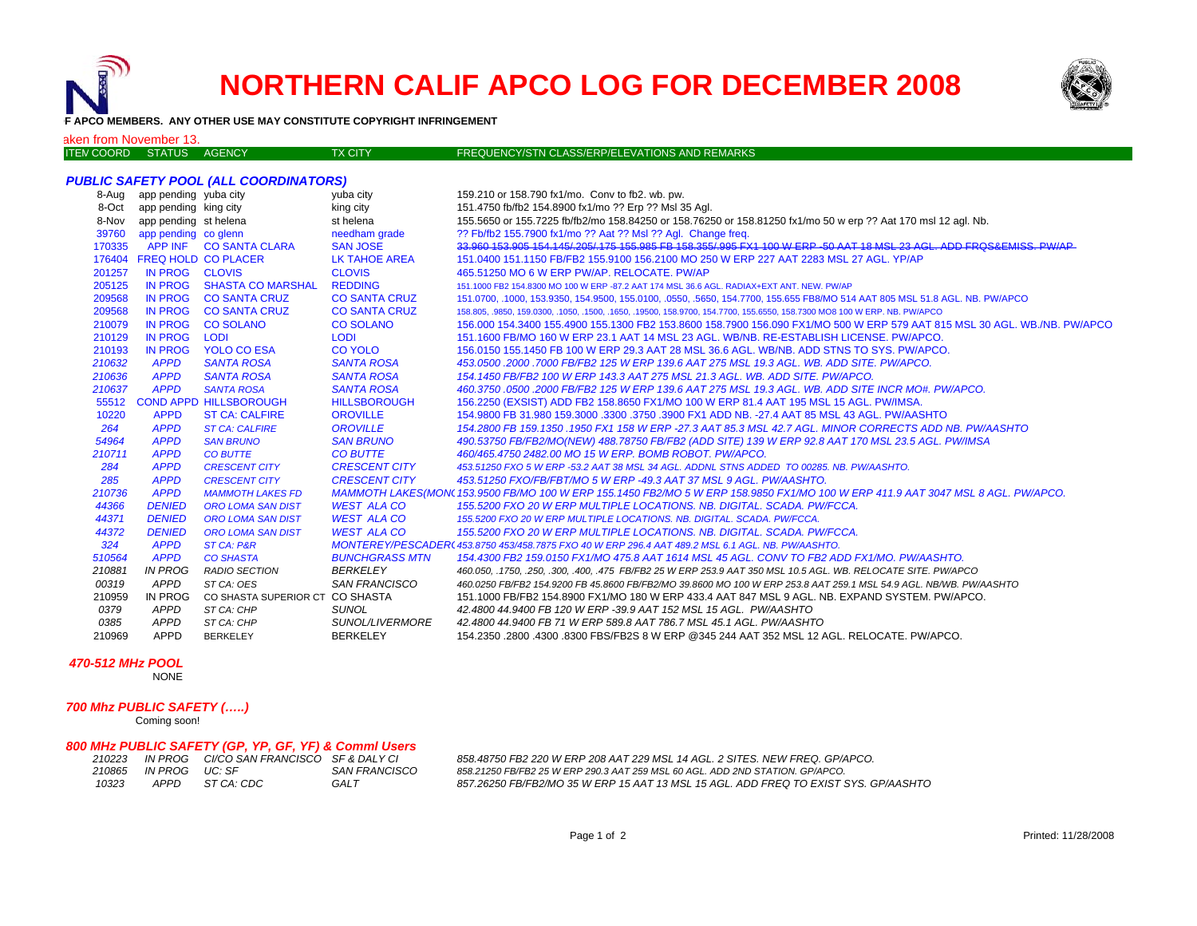# NORTHERN CALIF APCO LOG FOR DECEMBER 2008

F APCO MEMBERS. ANY OTHER USE MAY CONSTITUTE COPYRIGHT INFRINGEMENT

aken from November 13.

| ITEM COORD | STATUS | AGENCY | TX CITY | FREQUENCY/STN CLASS/ERP/ELEVATIONS AND REMARKS |
|---|---|---|---|---|

### PUBLIC SAFETY POOL (ALL COORDINATORS)

| ITEM COORD | STATUS | AGENCY | TX CITY | FREQUENCY/STN CLASS/ERP/ELEVATIONS AND REMARKS |
|---|---|---|---|---|
| 8-Aug | app pending | yuba city | yuba city | 159.210 or 158.790 fx1/mo. Conv to fb2. wb. pw. |
| 8-Oct | app pending | king city | king city | 151.4750 fb/fb2 154.8900 fx1/mo ?? Erp ?? Msl 35 Agl. |
| 8-Nov | app pending | st helena | st helena | 155.5650 or 155.7225 fb/fb2/mo 158.84250 or 158.76250 or 158.81250 fx1/mo 50 w erp ?? Aat 170 msl 12 agl. Nb. |
| 39760 | app pending | co glenn | needham grade | ?? Fb/fb2 155.7900 fx1/mo ?? Aat ?? Msl ?? Agl. Change freq. |
| 170335 | APP INF | CO SANTA CLARA | SAN JOSE | ~~33.960 153.905 154.145/.205/.175 155.985 FB 158.355/.995 FX1 100 W ERP -50 AAT 18 MSL 23 AGL. ADD FRQS&EMISS. PW/AP~~ |
| 176404 | FREQ HOLD | CO PLACER | LK TAHOE AREA | 151.0400 151.1150 FB/FB2 155.9100 156.2100 MO 250 W ERP 227 AAT 2283 MSL 27 AGL. YP/AP |
| 201257 | IN PROG | CLOVIS | CLOVIS | 465.51250 MO 6 W ERP PW/AP. RELOCATE. PW/AP |
| 205125 | IN PROG | SHASTA CO MARSHAL | REDDING | 151.1000 FB2 154.8300 MO 100 W ERP -87.2 AAT 174 MSL 36.6 AGL. RADIAX+EXT ANT. NEW. PW/AP |
| 209568 | IN PROG | CO SANTA CRUZ | CO SANTA CRUZ | 151.0700, .1000, 153.9350, 154.9500, 155.0100, .0550, .5650, 154.7700, 155.655 FB8/MO 514 AAT 805 MSL 51.8 AGL. NB. PW/APCO |
| 209568 | IN PROG | CO SANTA CRUZ | CO SANTA CRUZ | 158.805, .9850, 159.0300, .1050, .1500, .1650, .19500, 158.9700, 154.7700, 155.6550, 158.7300 MO8 100 W ERP. NB. PW/APCO |
| 210079 | IN PROG | CO SOLANO | CO SOLANO | 156.000 154.3400 155.4900 155.1300 FB2 153.8600 158.7900 156.090 FX1/MO 500 W ERP 579 AAT 815 MSL 30 AGL. WB./NB. PW/APCO |
| 210129 | IN PROG | LODI | LODI | 151.1600 FB/MO 160 W ERP 23.1 AAT 14 MSL 33 AGL. WB/NB. RE-ESTABLISH LICENSE. PW/APCO. |
| 210193 | IN PROG | YOLO CO ESA | CO YOLO | 156.0150 155.1450 FB 100 W ERP 29.3 AAT 28 MSL 36.6 AGL. WB/NB. ADD STNS TO SYS. PW/APCO. |
| *210632* | *APPD* | *SANTA ROSA* | *SANTA ROSA* | *453.0500 .2000 .7000 FB/FB2 125 W ERP 139.6 AAT 275 MSL 19.3 AGL. WB. ADD SITE. PW/APCO.* |
| *210636* | *APPD* | *SANTA ROSA* | *SANTA ROSA* | *154.1450 FB/FB2 100 W ERP 143.3 AAT 275 MSL 21.3 AGL. WB. ADD SITE. PW/APCO.* |
| *210637* | *APPD* | *SANTA ROSA* | *SANTA ROSA* | *460.3750 .0500 .2000 FB/FB2 125 W ERP 139.6 AAT 275 MSL 19.3 AGL. WB. ADD SITE INCR MO#. PW/APCO.* |
| 55512 | COND APPD | HILLSBOROUGH | HILLSBOROUGH | 156.2250 (EXSIST) ADD FB2 158.8650 FX1/MO 100 W ERP 81.4 AAT 195 MSL 15 AGL. PW/IMSA. |
| 10220 | APPD | ST CA: CALFIRE | OROVILLE | 154.9800 FB 31.980 159.3000 .3300 .3750 .3900 FX1 ADD NB. -27.4 AAT 85 MSL 43 AGL. PW/AASHTO |
| *264* | *APPD* | *ST CA: CALFIRE* | *OROVILLE* | *154.2800 FB 159.1350 .1950 FX1 158 W ERP -27.3 AAT 85.3 MSL 42.7 AGL. MINOR CORRECTS ADD NB. PW/AASHTO* |
| *54964* | *APPD* | *SAN BRUNO* | *SAN BRUNO* | *490.53750 FB/FB2/MO(NEW) 488.78750 FB/FB2 (ADD SITE) 139 W ERP 92.8 AAT 170 MSL 23.5 AGL. PW/IMSA* |
| *210711* | *APPD* | *CO BUTTE* | *CO BUTTE* | *460/465.4750 2482.00 MO 15 W ERP. BOMB ROBOT. PW/APCO.* |
| *284* | *APPD* | *CRESCENT CITY* | *CRESCENT CITY* | *453.51250 FXO 5 W ERP -53.2 AAT 38 MSL 34 AGL. ADDNL STNS ADDED TO 00285. NB. PW/AASHTO.* |
| *285* | *APPD* | *CRESCENT CITY* | *CRESCENT CITY* | *453.51250 FXO/FB/FBT/MO 5 W ERP -49.3 AAT 37 MSL 9 AGL. PW/AASHTO.* |
| *210736* | *APPD* | *MAMMOTH LAKES FD* | *MAMMOTH LAKES(MONO)* | *153.9500 FB/MO 100 W ERP 155.1450 FB2/MO 5 W ERP 158.9850 FX1/MO 100 W ERP 411.9 AAT 3047 MSL 8 AGL. PW/APCO.* |
| *44366* | *DENIED* | *ORO LOMA SAN DIST* | *WEST ALA CO* | *155.5200 FXO 20 W ERP MULTIPLE LOCATIONS. NB. DIGITAL. SCADA. PW/FCCA.* |
| *44371* | *DENIED* | *ORO LOMA SAN DIST* | *WEST ALA CO* | *155.5200 FXO 20 W ERP MULTIPLE LOCATIONS. NB. DIGITAL. SCADA. PW/FCCA.* |
| *44372* | *DENIED* | *ORO LOMA SAN DIST* | *WEST ALA CO* | *155.5200 FXO 20 W ERP MULTIPLE LOCATIONS. NB. DIGITAL. SCADA. PW/FCCA.* |
| *324* | *APPD* | *ST CA: P&R* | *MONTEREY/PESCADERO* | *453.8750 453/458.7875 FXO 40 W ERP 296.4 AAT 489.2 MSL 6.1 AGL. NB. PW/AASHTO.* |
| *510564* | *APPD* | *CO SHASTA* | *BUNCHGRASS MTN* | *154.4300 FB2 159.0150 FX1/MO 475.8 AAT 1614 MSL 45 AGL. CONV TO FB2 ADD FX1/MO. PW/AASHTO.* |
| *210881* | *IN PROG* | *RADIO SECTION* | *BERKELEY* | *460.050, .1750, .250, .300, .400, .475 FB/FB2 25 W ERP 253.9 AAT 350 MSL 10.5 AGL. WB. RELOCATE SITE. PW/APCO* |
| *00319* | *APPD* | *ST CA: OES* | *SAN FRANCISCO* | *460.0250 FB/FB2 154.9200 FB 45.8600 FB/FB2/MO 39.8600 MO 100 W ERP 253.8 AAT 259.1 MSL 54.9 AGL. NB/WB. PW/AASHTO* |
| 210959 | IN PROG | CO SHASTA SUPERIOR CT | CO SHASTA | 151.1000 FB/FB2 154.8900 FX1/MO 180 W ERP 433.4 AAT 847 MSL 9 AGL. NB. EXPAND SYSTEM. PW/APCO. |
| *0379* | *APPD* | *ST CA: CHP* | *SUNOL* | *42.4800 44.9400 FB 120 W ERP -39.9 AAT 152 MSL 15 AGL. PW/AASHTO* |
| *0385* | *APPD* | *ST CA: CHP* | *SUNOL/LIVERMORE* | *42.4800 44.9400 FB 71 W ERP 589.8 AAT 786.7 MSL 45.1 AGL. PW/AASHTO* |
| 210969 | APPD | BERKELEY | BERKELEY | 154.2350 .2800 .4300 .8300 FBS/FB2S 8 W ERP @345 244 AAT 352 MSL 12 AGL. RELOCATE. PW/APCO. |

### 470-512 MHz POOL

NONE

### 700 Mhz PUBLIC SAFETY (.....)

Coming soon!

### 800 MHz PUBLIC SAFETY (GP, YP, GF, YF) & Comml Users

| ITEM COORD | STATUS | AGENCY | TX CITY | FREQUENCY/STN CLASS/ERP/ELEVATIONS AND REMARKS |
|---|---|---|---|---|
| *210223* | *IN PROG* | *CI/CO SAN FRANCISCO* | *SF & DALY CI* | *858.48750 FB2 220 W ERP 208 AAT 229 MSL 14 AGL. 2 SITES. NEW FREQ. GP/APCO.* |
| *210865* | *IN PROG* | *UC: SF* | *SAN FRANCISCO* | *858.21250 FB/FB2 25 W ERP 290.3 AAT 259 MSL 60 AGL. ADD 2ND STATION. GP/APCO.* |
| *10323* | *APPD* | *ST CA: CDC* | *GALT* | *857.26250 FB/FB2/MO 35 W ERP 15 AAT 13 MSL 15 AGL. ADD FREQ TO EXIST SYS. GP/AASHTO* |

Printed: 11/28/2008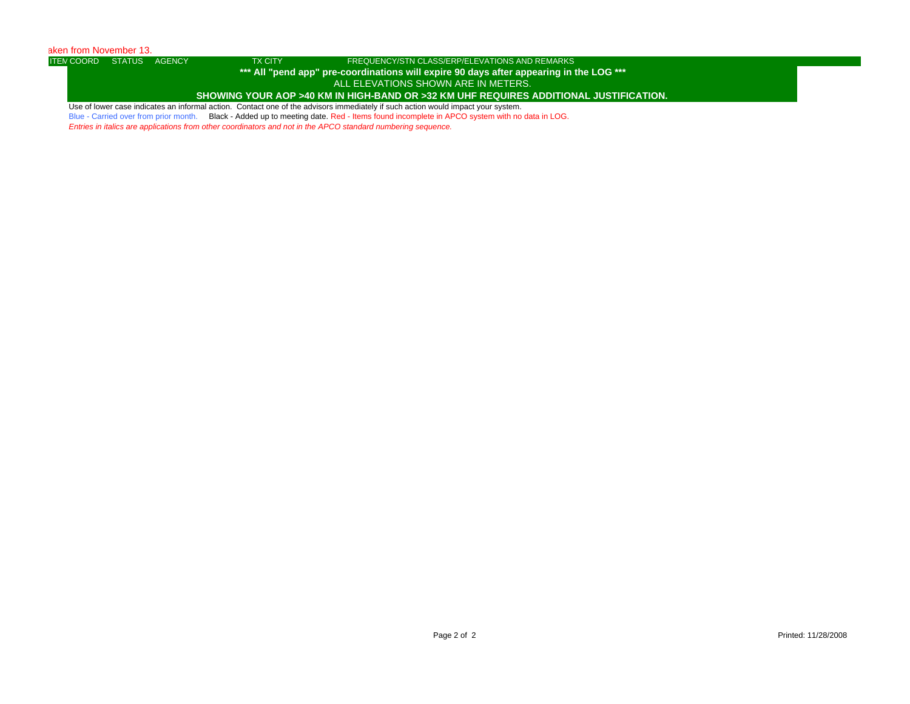aken from November 13.

| ITEM | COORD | STATUS | AGENCY | TX CITY | FREQUENCY/STN CLASS/ERP/ELEVATIONS AND REMARKS |
|---|---|---|---|---|---|

**\*\*\* All "pend app" pre-coordinations will expire 90 days after appearing in the LOG \*\*\***

ALL ELEVATIONS SHOWN ARE IN METERS.

**SHOWING YOUR AOP >40 KM IN HIGH-BAND OR >32 KM UHF REQUIRES ADDITIONAL JUSTIFICATION.**

Use of lower case indicates an informal action. Contact one of the advisors immediately if such action would impact your system.

Blue - Carried over from prior month. Black - Added up to meeting date. Red - Items found incomplete in APCO system with no data in LOG.

*Entries in italics are applications from other coordinators and not in the APCO standard numbering sequence.*

Printed: 11/28/2008